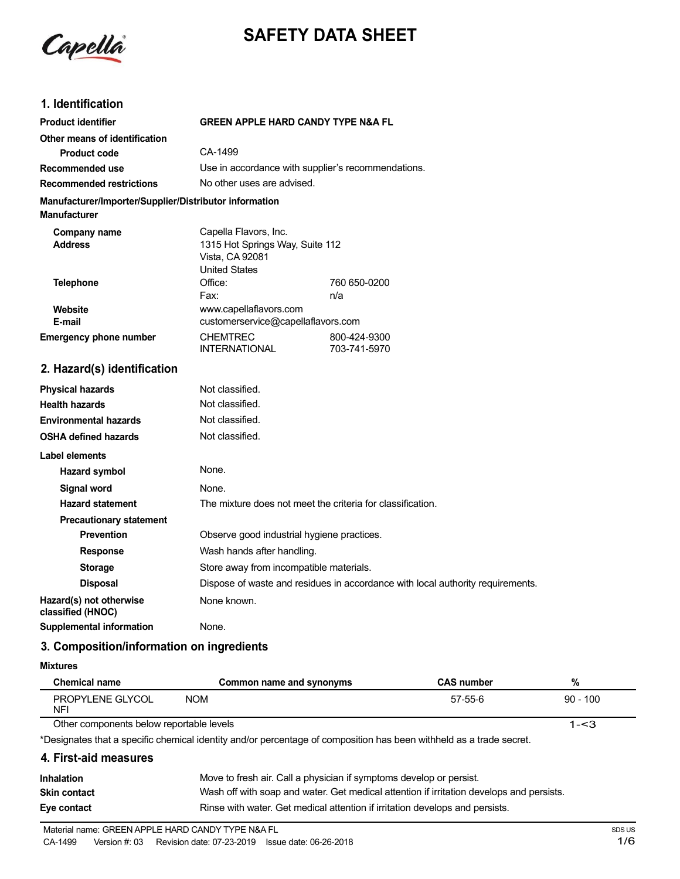# SAFETY DATA SHEET

## 1. Identification

| | |
|---|---|
| **Product identifier** | **GREEN APPLE HARD CANDY TYPE N&A FL** |
| **Other means of identification** | |
| **Product code** | CA-1499 |
| **Recommended use** | Use in accordance with supplier's recommendations. |
| **Recommended restrictions** | No other uses are advised. |

**Manufacturer/Importer/Supplier/Distributor information**

**Manufacturer**

| | | |
|---|---|---|
| **Company name** | Capella Flavors, Inc. | |
| **Address** | 1315 Hot Springs Way, Suite 112<br>Vista, CA 92081<br>United States | |
| **Telephone** | Office: | 760 650-0200 |
| | Fax: | n/a |
| **Website** | www.capellaflavors.com | |
| **E-mail** | customerservice@capellaflavors.com | |
| **Emergency phone number** | CHEMTREC | 800-424-9300 |
| | INTERNATIONAL | 703-741-5970 |

## 2. Hazard(s) identification

| | |
|---|---|
| **Physical hazards** | Not classified. |
| **Health hazards** | Not classified. |
| **Environmental hazards** | Not classified. |
| **OSHA defined hazards** | Not classified. |

**Label elements**

| | |
|---|---|
| **Hazard symbol** | None. |
| **Signal word** | None. |
| **Hazard statement** | The mixture does not meet the criteria for classification. |
| **Precautionary statement** | |
| **Prevention** | Observe good industrial hygiene practices. |
| **Response** | Wash hands after handling. |
| **Storage** | Store away from incompatible materials. |
| **Disposal** | Dispose of waste and residues in accordance with local authority requirements. |
| **Hazard(s) not otherwise classified (HNOC)** | None known. |
| **Supplemental information** | None. |

## 3. Composition/information on ingredients

**Mixtures**

| Chemical name | Common name and synonyms | CAS number | % |
|---|---|---|---|
| PROPYLENE GLYCOL NFI | NOM | 57-55-6 | 90 - 100 |
| Other components below reportable levels | | | 1-<3 |

*Designates that a specific chemical identity and/or percentage of composition has been withheld as a trade secret.

## 4. First-aid measures

| | |
|---|---|
| **Inhalation** | Move to fresh air. Call a physician if symptoms develop or persist. |
| **Skin contact** | Wash off with soap and water. Get medical attention if irritation develops and persists. |
| **Eye contact** | Rinse with water. Get medical attention if irritation develops and persists. |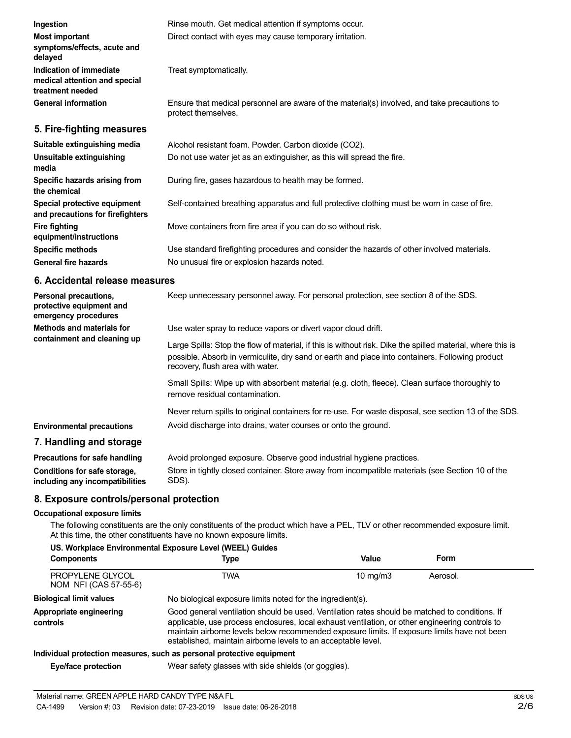**Ingestion** Rinse mouth. Get medical attention if symptoms occur.

**Most important symptoms/effects, acute and delayed** Direct contact with eyes may cause temporary irritation.

**Indication of immediate medical attention and special treatment needed** Treat symptomatically.

**General information** Ensure that medical personnel are aware of the material(s) involved, and take precautions to protect themselves.

## 5. Fire-fighting measures

**Suitable extinguishing media** Alcohol resistant foam. Powder. Carbon dioxide ($CO_2$).

**Unsuitable extinguishing media** Do not use water jet as an extinguisher, as this will spread the fire.

**Specific hazards arising from the chemical** During fire, gases hazardous to health may be formed.

**Special protective equipment and precautions for firefighters** Self-contained breathing apparatus and full protective clothing must be worn in case of fire.

**Fire fighting equipment/instructions** Move containers from fire area if you can do so without risk.

**Specific methods** Use standard firefighting procedures and consider the hazards of other involved materials.

**General fire hazards** No unusual fire or explosion hazards noted.

## 6. Accidental release measures

**Personal precautions, protective equipment and emergency procedures** Keep unnecessary personnel away. For personal protection, see section 8 of the SDS.

**Methods and materials for containment and cleaning up** Use water spray to reduce vapors or divert vapor cloud drift.

Large Spills: Stop the flow of material, if this is without risk. Dike the spilled material, where this is possible. Absorb in vermiculite, dry sand or earth and place into containers. Following product recovery, flush area with water.

Small Spills: Wipe up with absorbent material (e.g. cloth, fleece). Clean surface thoroughly to remove residual contamination.

Never return spills to original containers for re-use. For waste disposal, see section 13 of the SDS.

**Environmental precautions** Avoid discharge into drains, water courses or onto the ground.

## 7. Handling and storage

**Precautions for safe handling** Avoid prolonged exposure. Observe good industrial hygiene practices.

**Conditions for safe storage, including any incompatibilities** Store in tightly closed container. Store away from incompatible materials (see Section 10 of the SDS).

## 8. Exposure controls/personal protection

### Occupational exposure limits

The following constituents are the only constituents of the product which have a PEL, TLV or other recommended exposure limit. At this time, the other constituents have no known exposure limits.

**US. Workplace Environmental Exposure Level (WEEL) Guides**

| Components | Type | Value | Form |
|---|---|---|---|
| PROPYLENE GLYCOL NOM NFI (CAS 57-55-6) | TWA | 10 mg/m3 | Aerosol. |

**Biological limit values** No biological exposure limits noted for the ingredient(s).

**Appropriate engineering controls** Good general ventilation should be used. Ventilation rates should be matched to conditions. If applicable, use process enclosures, local exhaust ventilation, or other engineering controls to maintain airborne levels below recommended exposure limits. If exposure limits have not been established, maintain airborne levels to an acceptable level.

**Individual protection measures, such as personal protective equipment**

**Eye/face protection** Wear safety glasses with side shields (or goggles).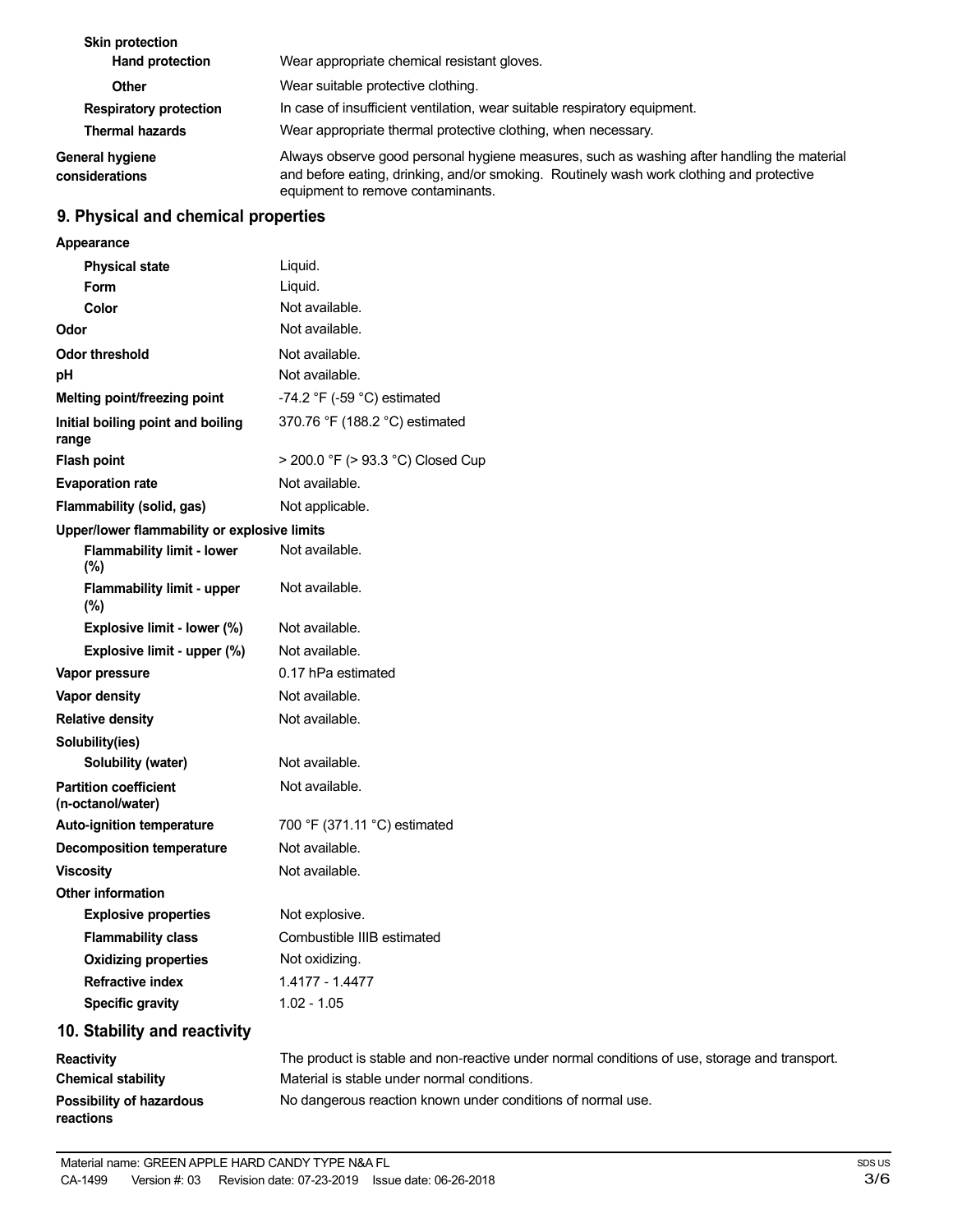| | |
|---|---|
| **Skin protection** | |
| **Hand protection** | Wear appropriate chemical resistant gloves. |
| **Other** | Wear suitable protective clothing. |
| **Respiratory protection** | In case of insufficient ventilation, wear suitable respiratory equipment. |
| **Thermal hazards** | Wear appropriate thermal protective clothing, when necessary. |
| **General hygiene considerations** | Always observe good personal hygiene measures, such as washing after handling the material and before eating, drinking, and/or smoking. Routinely wash work clothing and protective equipment to remove contaminants. |

## 9. Physical and chemical properties

| | |
|---|---|
| **Appearance** | |
| **Physical state** | Liquid. |
| **Form** | Liquid. |
| **Color** | Not available. |
| **Odor** | Not available. |
| **Odor threshold** | Not available. |
| **pH** | Not available. |
| **Melting point/freezing point** | -74.2 °F (-59 °C) estimated |
| **Initial boiling point and boiling range** | 370.76 °F (188.2 °C) estimated |
| **Flash point** | > 200.0 °F (> 93.3 °C) Closed Cup |
| **Evaporation rate** | Not available. |
| **Flammability (solid, gas)** | Not applicable. |
| **Upper/lower flammability or explosive limits** | |
| **Flammability limit - lower (%)** | Not available. |
| **Flammability limit - upper (%)** | Not available. |
| **Explosive limit - lower (%)** | Not available. |
| **Explosive limit - upper (%)** | Not available. |
| **Vapor pressure** | 0.17 hPa estimated |
| **Vapor density** | Not available. |
| **Relative density** | Not available. |
| **Solubility(ies)** | |
| **Solubility (water)** | Not available. |
| **Partition coefficient (n-octanol/water)** | Not available. |
| **Auto-ignition temperature** | 700 °F (371.11 °C) estimated |
| **Decomposition temperature** | Not available. |
| **Viscosity** | Not available. |
| **Other information** | |
| **Explosive properties** | Not explosive. |
| **Flammability class** | Combustible IIIB estimated |
| **Oxidizing properties** | Not oxidizing. |
| **Refractive index** | 1.4177 - 1.4477 |
| **Specific gravity** | 1.02 - 1.05 |

## 10. Stability and reactivity

| | |
|---|---|
| **Reactivity** | The product is stable and non-reactive under normal conditions of use, storage and transport. |
| **Chemical stability** | Material is stable under normal conditions. |
| **Possibility of hazardous reactions** | No dangerous reaction known under conditions of normal use. |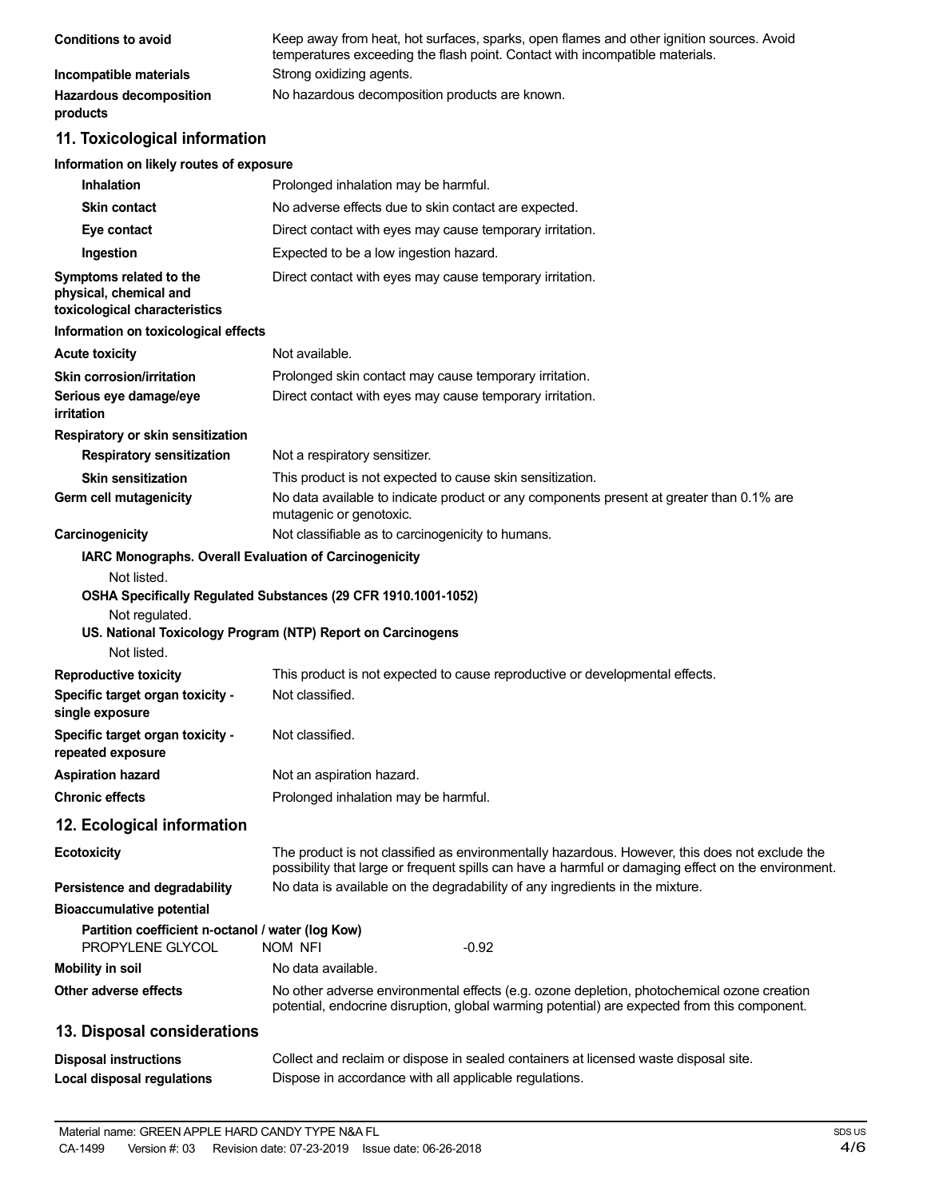| | |
|---|---|
| **Conditions to avoid** | Keep away from heat, hot surfaces, sparks, open flames and other ignition sources. Avoid temperatures exceeding the flash point. Contact with incompatible materials. |
| **Incompatible materials** | Strong oxidizing agents. |
| **Hazardous decomposition products** | No hazardous decomposition products are known. |

## 11. Toxicological information

**Information on likely routes of exposure**

| | |
|---|---|
| **Inhalation** | Prolonged inhalation may be harmful. |
| **Skin contact** | No adverse effects due to skin contact are expected. |
| **Eye contact** | Direct contact with eyes may cause temporary irritation. |
| **Ingestion** | Expected to be a low ingestion hazard. |
| **Symptoms related to the physical, chemical and toxicological characteristics** | Direct contact with eyes may cause temporary irritation. |

**Information on toxicological effects**

| | |
|---|---|
| **Acute toxicity** | Not available. |
| **Skin corrosion/irritation** | Prolonged skin contact may cause temporary irritation. |
| **Serious eye damage/eye irritation** | Direct contact with eyes may cause temporary irritation. |

**Respiratory or skin sensitization**

| | |
|---|---|
| **Respiratory sensitization** | Not a respiratory sensitizer. |
| **Skin sensitization** | This product is not expected to cause skin sensitization. |
| **Germ cell mutagenicity** | No data available to indicate product or any components present at greater than 0.1% are mutagenic or genotoxic. |
| **Carcinogenicity** | Not classifiable as to carcinogenicity to humans. |

**IARC Monographs. Overall Evaluation of Carcinogenicity**

Not listed.

**OSHA Specifically Regulated Substances (29 CFR 1910.1001-1052)**

Not regulated.

**US. National Toxicology Program (NTP) Report on Carcinogens**

Not listed.

| | |
|---|---|
| **Reproductive toxicity** | This product is not expected to cause reproductive or developmental effects. |
| **Specific target organ toxicity - single exposure** | Not classified. |
| **Specific target organ toxicity - repeated exposure** | Not classified. |
| **Aspiration hazard** | Not an aspiration hazard. |
| **Chronic effects** | Prolonged inhalation may be harmful. |

## 12. Ecological information

| | |
|---|---|
| **Ecotoxicity** | The product is not classified as environmentally hazardous. However, this does not exclude the possibility that large or frequent spills can have a harmful or damaging effect on the environment. |
| **Persistence and degradability** | No data is available on the degradability of any ingredients in the mixture. |

**Bioaccumulative potential**

**Partition coefficient n-octanol / water (log Kow)**

| | | |
|---|---|---|
| PROPYLENE GLYCOL | NOM NFI | -0.92 |

| | |
|---|---|
| **Mobility in soil** | No data available. |
| **Other adverse effects** | No other adverse environmental effects (e.g. ozone depletion, photochemical ozone creation potential, endocrine disruption, global warming potential) are expected from this component. |

## 13. Disposal considerations

| | |
|---|---|
| **Disposal instructions** | Collect and reclaim or dispose in sealed containers at licensed waste disposal site. |
| **Local disposal regulations** | Dispose in accordance with all applicable regulations. |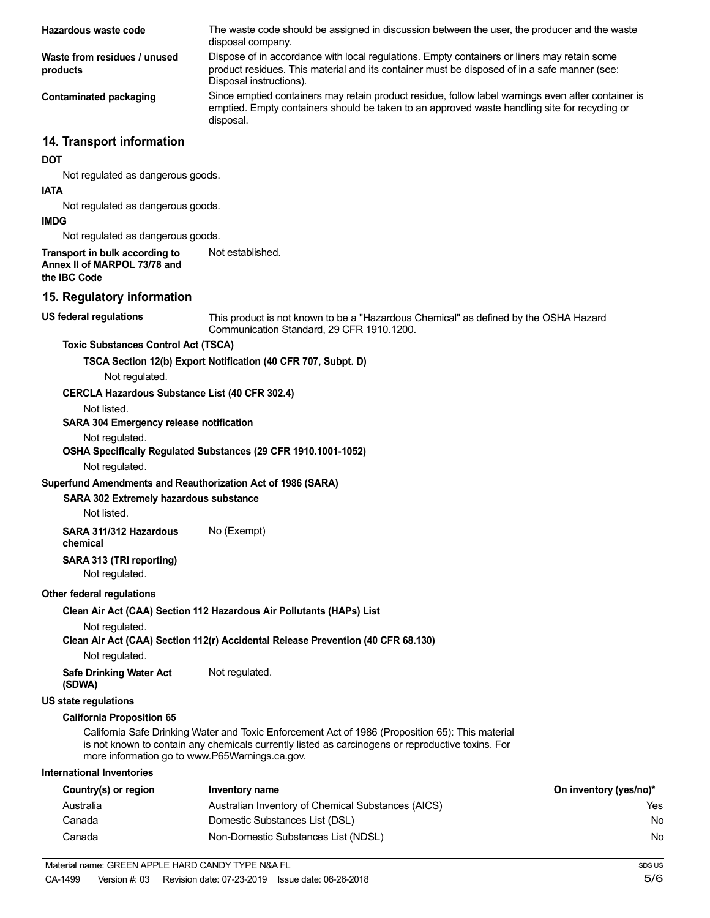| | |
|---|---|
| **Hazardous waste code** | The waste code should be assigned in discussion between the user, the producer and the waste disposal company. |
| **Waste from residues / unused products** | Dispose of in accordance with local regulations. Empty containers or liners may retain some product residues. This material and its container must be disposed of in a safe manner (see: Disposal instructions). |
| **Contaminated packaging** | Since emptied containers may retain product residue, follow label warnings even after container is emptied. Empty containers should be taken to an approved waste handling site for recycling or disposal. |

## 14. Transport information

**DOT**

Not regulated as dangerous goods.

**IATA**

Not regulated as dangerous goods.

**IMDG**

Not regulated as dangerous goods.

**Transport in bulk according to Annex II of MARPOL 73/78 and the IBC Code**: Not established.

## 15. Regulatory information

**US federal regulations**: This product is not known to be a "Hazardous Chemical" as defined by the OSHA Hazard Communication Standard, 29 CFR 1910.1200.

**Toxic Substances Control Act (TSCA)**

**TSCA Section 12(b) Export Notification (40 CFR 707, Subpt. D)**

Not regulated.

**CERCLA Hazardous Substance List (40 CFR 302.4)**

Not listed.

**SARA 304 Emergency release notification**

Not regulated.

**OSHA Specifically Regulated Substances (29 CFR 1910.1001-1052)**

Not regulated.

**Superfund Amendments and Reauthorization Act of 1986 (SARA)**

**SARA 302 Extremely hazardous substance**

Not listed.

**SARA 311/312 Hazardous chemical**: No (Exempt)

**SARA 313 (TRI reporting)**

Not regulated.

**Other federal regulations**

**Clean Air Act (CAA) Section 112 Hazardous Air Pollutants (HAPs) List**

Not regulated.

**Clean Air Act (CAA) Section 112(r) Accidental Release Prevention (40 CFR 68.130)**

Not regulated.

**Safe Drinking Water Act (SDWA)**: Not regulated.

**US state regulations**

**California Proposition 65**

California Safe Drinking Water and Toxic Enforcement Act of 1986 (Proposition 65): This material is not known to contain any chemicals currently listed as carcinogens or reproductive toxins. For more information go to www.P65Warnings.ca.gov.

**International Inventories**

| Country(s) or region | Inventory name | On inventory (yes/no)* |
|---|---|---|
| Australia | Australian Inventory of Chemical Substances (AICS) | Yes |
| Canada | Domestic Substances List (DSL) | No |
| Canada | Non-Domestic Substances List (NDSL) | No |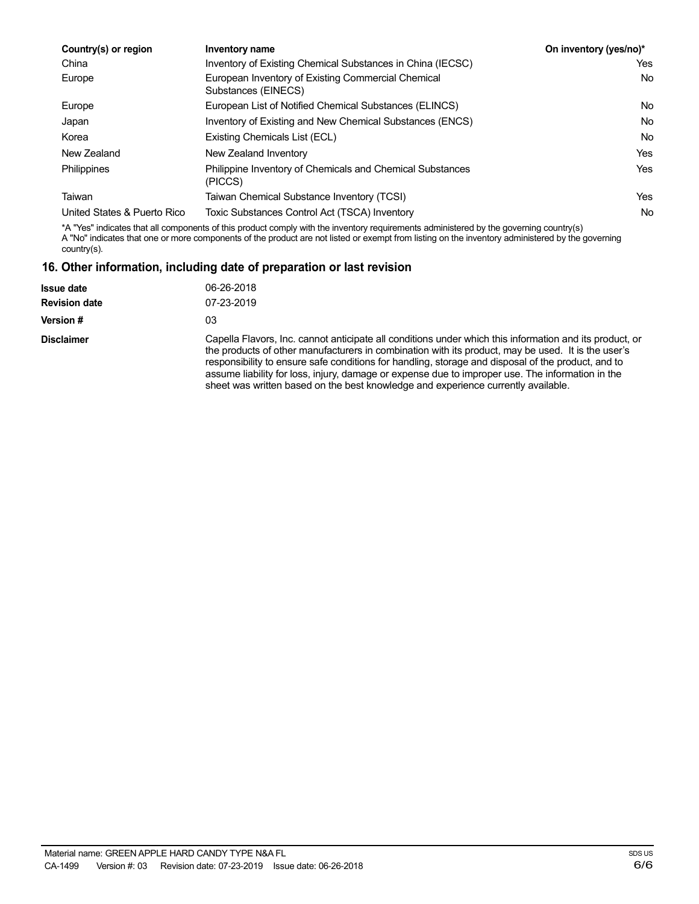| Country(s) or region | Inventory name | On inventory (yes/no)* |
| --- | --- | --- |
| China | Inventory of Existing Chemical Substances in China (IECSC) | Yes |
| Europe | European Inventory of Existing Commercial Chemical Substances (EINECS) | No |
| Europe | European List of Notified Chemical Substances (ELINCS) | No |
| Japan | Inventory of Existing and New Chemical Substances (ENCS) | No |
| Korea | Existing Chemicals List (ECL) | No |
| New Zealand | New Zealand Inventory | Yes |
| Philippines | Philippine Inventory of Chemicals and Chemical Substances (PICCS) | Yes |
| Taiwan | Taiwan Chemical Substance Inventory (TCSI) | Yes |
| United States & Puerto Rico | Toxic Substances Control Act (TSCA) Inventory | No |

*A "Yes" indicates that all components of this product comply with the inventory requirements administered by the governing country(s)
A "No" indicates that one or more components of the product are not listed or exempt from listing on the inventory administered by the governing country(s).

## 16. Other information, including date of preparation or last revision

**Issue date** 06-26-2018

**Revision date** 07-23-2019

**Version #** 03

**Disclaimer** Capella Flavors, Inc. cannot anticipate all conditions under which this information and its product, or the products of other manufacturers in combination with its product, may be used. It is the user's responsibility to ensure safe conditions for handling, storage and disposal of the product, and to assume liability for loss, injury, damage or expense due to improper use. The information in the sheet was written based on the best knowledge and experience currently available.